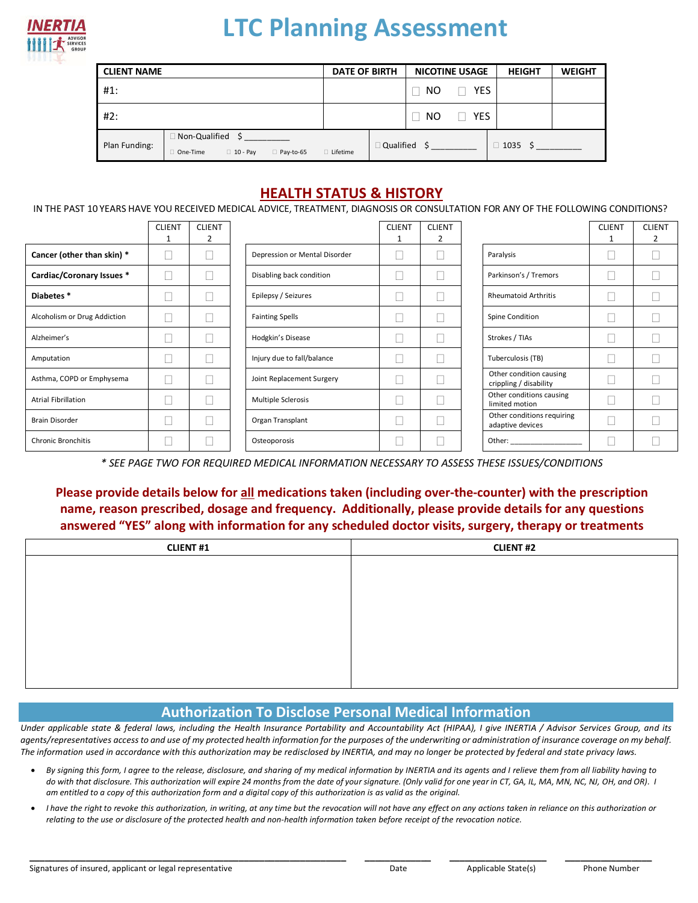# LTC Planning Assessment

| CLIENT NAME | DATE OF BIRTH | NICOTINE USAGE | HEIGHT | WEIGHT |
|---|---|---|---|---|
| #1: | | ☐ NO ☐ YES | | |
| #2: | | ☐ NO ☐ YES | | |

| Plan Funding: | ☐ Non-Qualified $ _________ ☐ One-Time ☐ 10 - Pay ☐ Pay-to-65 ☐ Lifetime | ☐ Qualified $ _________ | ☐ 1035 $ _________ |
|---|---|---|---|

## HEALTH STATUS & HISTORY

IN THE PAST 10 YEARS HAVE YOU RECEIVED MEDICAL ADVICE, TREATMENT, DIAGNOSIS OR CONSULTATION FOR ANY OF THE FOLLOWING CONDITIONS?

| | CLIENT 1 | CLIENT 2 |
|---|---|---|
| **Cancer (other than skin) *** | ☐ | ☐ |
| **Cardiac/Coronary Issues *** | ☐ | ☐ |
| **Diabetes *** | ☐ | ☐ |
| Alcoholism or Drug Addiction | ☐ | ☐ |
| Alzheimer's | ☐ | ☐ |
| Amputation | ☐ | ☐ |
| Asthma, COPD or Emphysema | ☐ | ☐ |
| Atrial Fibrillation | ☐ | ☐ |
| Brain Disorder | ☐ | ☐ |
| Chronic Bronchitis | ☐ | ☐ |
| Depression or Mental Disorder | ☐ | ☐ |
| Disabling back condition | ☐ | ☐ |
| Epilepsy / Seizures | ☐ | ☐ |
| Fainting Spells | ☐ | ☐ |
| Hodgkin's Disease | ☐ | ☐ |
| Injury due to fall/balance | ☐ | ☐ |
| Joint Replacement Surgery | ☐ | ☐ |
| Multiple Sclerosis | ☐ | ☐ |
| Organ Transplant | ☐ | ☐ |
| Osteoporosis | ☐ | ☐ |
| Paralysis | ☐ | ☐ |
| Parkinson's / Tremors | ☐ | ☐ |
| Rheumatoid Arthritis | ☐ | ☐ |
| Spine Condition | ☐ | ☐ |
| Strokes / TIAs | ☐ | ☐ |
| Tuberculosis (TB) | ☐ | ☐ |
| Other condition causing crippling / disability | ☐ | ☐ |
| Other conditions causing limited motion | ☐ | ☐ |
| Other conditions requiring adaptive devices | ☐ | ☐ |
| Other: _________________ | ☐ | ☐ |

*\* SEE PAGE TWO FOR REQUIRED MEDICAL INFORMATION NECESSARY TO ASSESS THESE ISSUES/CONDITIONS*

**Please provide details below for all medications taken (including over-the-counter) with the prescription name, reason prescribed, dosage and frequency. Additionally, please provide details for any questions answered "YES" along with information for any scheduled doctor visits, surgery, therapy or treatments**

| CLIENT #1 | CLIENT #2 |
|---|---|
| | |

## Authorization To Disclose Personal Medical Information

*Under applicable state & federal laws, including the Health Insurance Portability and Accountability Act (HIPAA), I give INERTIA / Advisor Services Group, and its agents/representatives access to and use of my protected health information for the purposes of the underwriting or administration of insurance coverage on my behalf. The information used in accordance with this authorization may be redisclosed by INERTIA, and may no longer be protected by federal and state privacy laws.*

- *By signing this form, I agree to the release, disclosure, and sharing of my medical information by INERTIA and its agents and I relieve them from all liability having to do with that disclosure. This authorization will expire 24 months from the date of your signature. (Only valid for one year in CT, GA, IL, MA, MN, NC, NJ, OH, and OR). I am entitled to a copy of this authorization form and a digital copy of this authorization is as valid as the original.*
- *I have the right to revoke this authorization, in writing, at any time but the revocation will not have any effect on any actions taken in reliance on this authorization or relating to the use or disclosure of the protected health and non-health information taken before receipt of the revocation notice.*

_______________________________________ Signatures of insured, applicant or legal representative

__________ Date

______________ Applicable State(s)

______________ Phone Number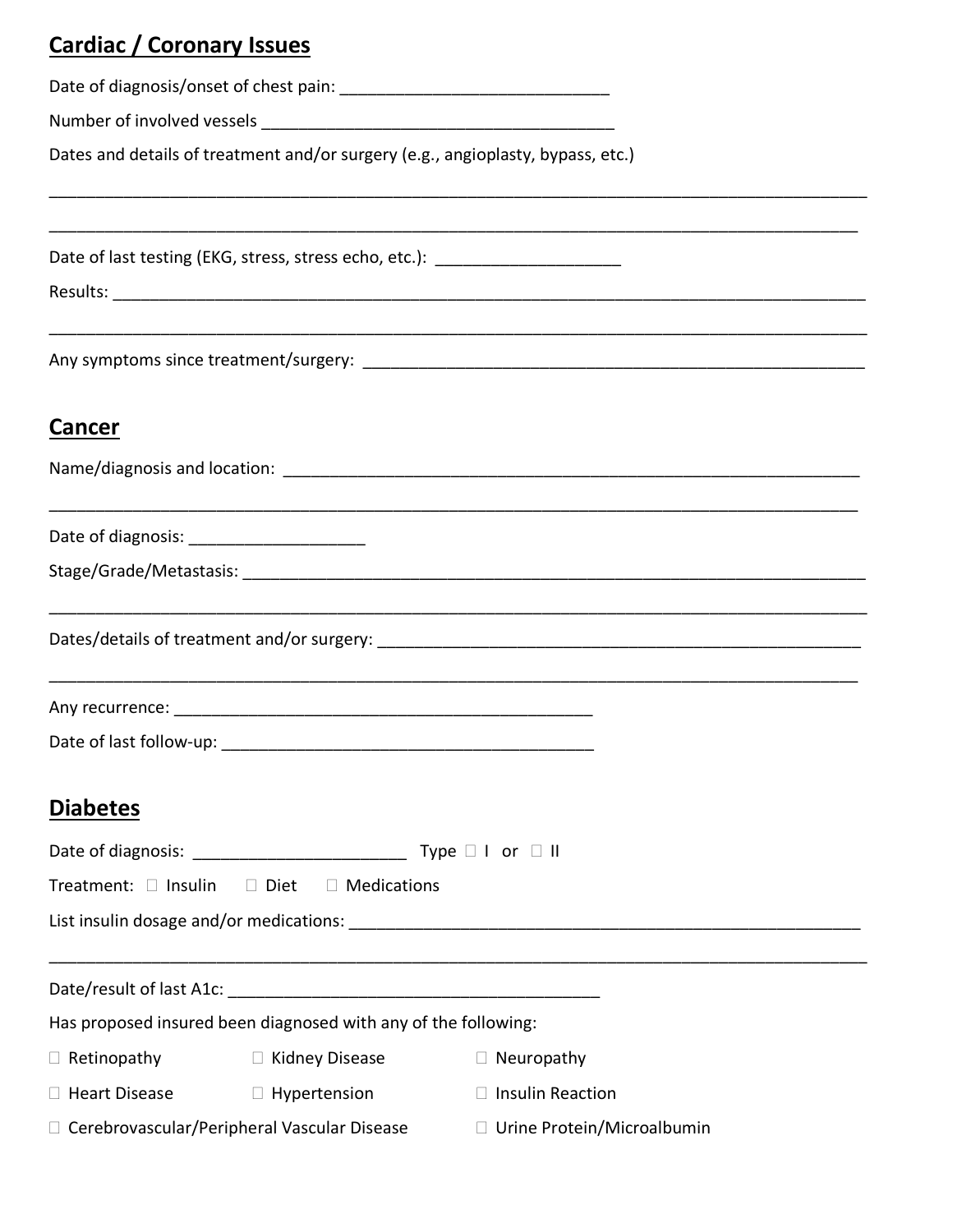## Cardiac / Coronary Issues

Date of diagnosis/onset of chest pain: ____________________________

Number of involved vessels ______________________________________

Dates and details of treatment and/or surgery (e.g., angioplasty, bypass, etc.)

________________________________________________________________________________________

________________________________________________________________________________________

Date of last testing (EKG, stress, stress echo, etc.): ____________________

Results: ________________________________________________________________________________

________________________________________________________________________________________

Any symptoms since treatment/surgery: _______________________________________________________

## Cancer

Name/diagnosis and location: _________________________________________________________________

________________________________________________________________________________________

Date of diagnosis: ___________________

Stage/Grade/Metastasis: ______________________________________________________________________

________________________________________________________________________________________

Dates/details of treatment and/or surgery: ____________________________________________________

________________________________________________________________________________________

Any recurrence: _______________________________________________

Date of last follow-up: ________________________________________

## Diabetes

Date of diagnosis: _______________________ Type ☐ I or ☐ II

Treatment: ☐ Insulin ☐ Diet ☐ Medications

List insulin dosage and/or medications: _______________________________________________________

________________________________________________________________________________________

Date/result of last A1c: ________________________________________

Has proposed insured been diagnosed with any of the following:

☐ Retinopathy ☐ Kidney Disease ☐ Neuropathy

☐ Heart Disease ☐ Hypertension ☐ Insulin Reaction

☐ Cerebrovascular/Peripheral Vascular Disease ☐ Urine Protein/Microalbumin